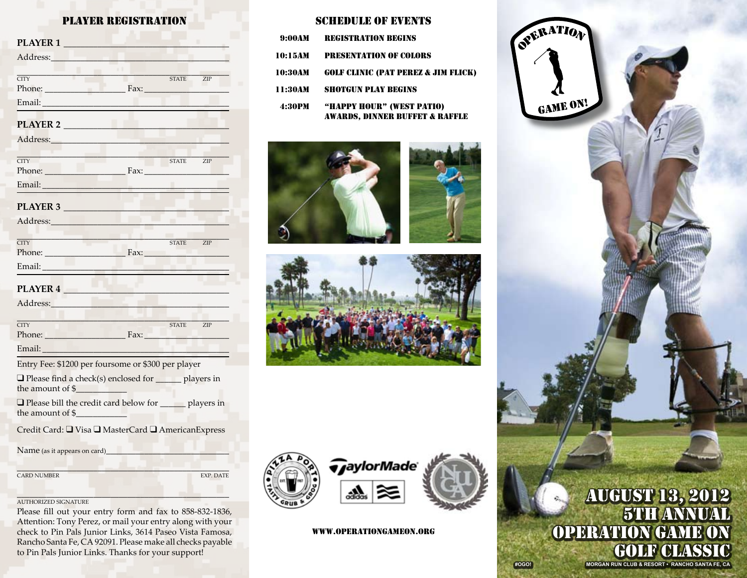## PLAYER REGISTRATION

**PLAYER 1** ___________________________________

Address:___________________________________

___________________________________
CITY STATE ZIP

Phone: ________________ Fax: ________________

Email: ___________________________________

**PLAYER 2** ___________________________________

Address:___________________________________

___________________________________
CITY STATE ZIP

Phone: ________________ Fax: ________________

Email: ___________________________________

**PLAYER 3** ___________________________________

Address:___________________________________

___________________________________
CITY STATE ZIP

Phone: ________________ Fax: ________________

Email: ___________________________________

**PLAYER 4** ___________________________________

Address:___________________________________

___________________________________
CITY STATE ZIP

Phone: ________________ Fax: ________________

Email: ___________________________________

Entry Fee: $1200 per foursome or $300 per player

❑ Please find a check(s) enclosed for _____ players in the amount of $___________

❑ Please bill the credit card below for _____ players in the amount of $___________

Credit Card: ❑ Visa ❑ MasterCard ❑ AmericanExpress

Name (as it appears on card)___________________________

___________________________________
CARD NUMBER EXP. DATE

___________________________________
AUTHORIZED SIGNATURE

Please fill out your entry form and fax to 858-832-1836, Attention: Tony Perez, or mail your entry along with your check to Pin Pals Junior Links, 3614 Paseo Vista Famosa, Rancho Santa Fe, CA 92091. Please make all checks payable to Pin Pals Junior Links. Thanks for your support!

## SCHEDULE OF EVENTS

| | |
|---|---|
| 9:00AM | REGISTRATION BEGINS |
| 10:15AM | PRESENTATION OF COLORS |
| 10:30AM | GOLF CLINIC (PAT PEREZ & JIM FLICK) |
| 11:30AM | SHOTGUN PLAY BEGINS |
| 4:30PM | "HAPPY HOUR" (WEST PATIO) AWARDS, DINNER BUFFET & RAFFLE |

WWW.OPERATIONGAMEON.ORG

OPERATION GAME ON!

# AUGUST 13, 2012
# 5TH ANNUAL
# OPERATION GAME ON
# GOLF CLASSIC

#OGO!

MORGAN RUN CLUB & RESORT • RANCHO SANTA FE, CA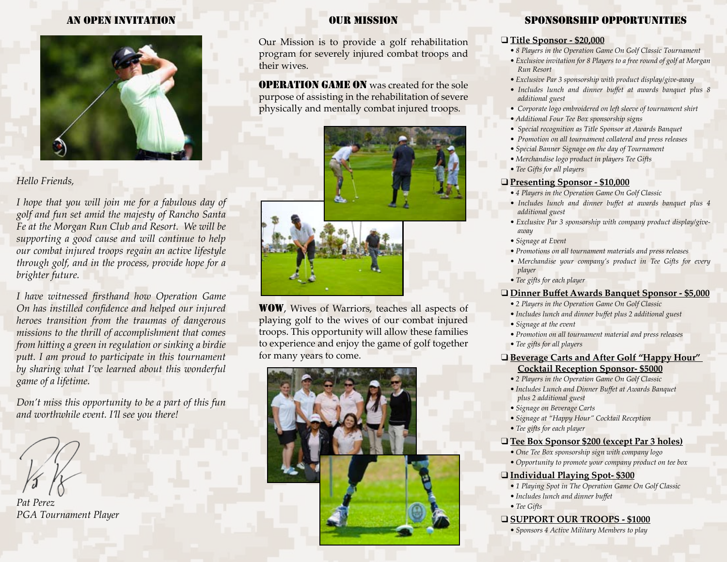## AN OPEN INVITATION

*Hello Friends,*

*I hope that you will join me for a fabulous day of golf and fun set amid the majesty of Rancho Santa Fe at the Morgan Run Club and Resort. We will be supporting a good cause and will continue to help our combat injured troops regain an active lifestyle through golf, and in the process, provide hope for a brighter future.*

*I have witnessed firsthand how Operation Game On has instilled confidence and helped our injured heroes transition from the traumas of dangerous missions to the thrill of accomplishment that comes from hitting a green in regulation or sinking a birdie putt. I am proud to participate in this tournament by sharing what I've learned about this wonderful game of a lifetime.*

*Don't miss this opportunity to be a part of this fun and worthwhile event. I'll see you there!*

*Pat Perez*
*PGA Tournament Player*

## OUR MISSION

Our Mission is to provide a golf rehabilitation program for severely injured combat troops and their wives.

**OPERATION GAME ON** was created for the sole purpose of assisting in the rehabilitation of severe physically and mentally combat injured troops.

**WOW**, Wives of Warriors, teaches all aspects of playing golf to the wives of our combat injured troops. This opportunity will allow these families to experience and enjoy the game of golf together for many years to come.

## SPONSORSHIP OPPORTUNITIES

❑ **Title Sponsor - $20,000**

- *8 Players in the Operation Game On Golf Classic Tournament*
- *Exclusive invitation for 8 Players to a free round of golf at Morgan Run Resort*
- *Exclusive Par 3 sponsorship with product display/give-away*
- *Includes lunch and dinner buffet at awards banquet plus 8 additional guest*
- *Corporate logo embroidered on left sleeve of tournament shirt*
- *Additional Four Tee Box sponsorship signs*
- *Special recognition as Title Sponsor at Awards Banquet*
- *Promotion on all tournament collateral and press releases*
- *Special Banner Signage on the day of Tournament*
- *Merchandise logo product in players Tee Gifts*
- *Tee Gifts for all players*

❑ **Presenting Sponsor - $10,000**

- *4 Players in the Operation Game On Golf Classic*
- *Includes lunch and dinner buffet at awards banquet plus 4 additional guest*
- *Exclusive Par 3 sponsorship with company product display/give-away*
- *Signage at Event*
- *Promotions on all tournament materials and press releases*
- *Merchandise your company's product in Tee Gifts for every player*
- *Tee gifts for each player*

❑ **Dinner Buffet Awards Banquet Sponsor - $5,000**

- *2 Players in the Operation Game On Golf Classic*
- *Includes lunch and dinner buffet plus 2 additional guest*
- *Signage at the event*
- *Promotion on all tournament material and press releases*
- *Tee gifts for all players*

❑ **Beverage Carts and After Golf "Happy Hour" Cocktail Reception Sponsor- $5000**

- *2 Players in the Operation Game On Golf Classic*
- *Includes Lunch and Dinner Buffet at Awards Banquet plus 2 additional guest*
- *Signage on Beverage Carts*
- *Signage at "Happy Hour" Cocktail Reception*
- *Tee gifts for each player*

❑ **Tee Box Sponsor $200 (except Par 3 holes)**

- *One Tee Box sponsorship sign with company logo*
- *Opportunity to promote your company product on tee box*

❑ **Individual Playing Spot- $300**

- *1 Playing Spot in The Operation Game On Golf Classic*
- *Includes lunch and dinner buffet*
- *Tee Gifts*

❑ **SUPPORT OUR TROOPS - $1000**

- *Sponsors 4 Active Military Members to play*